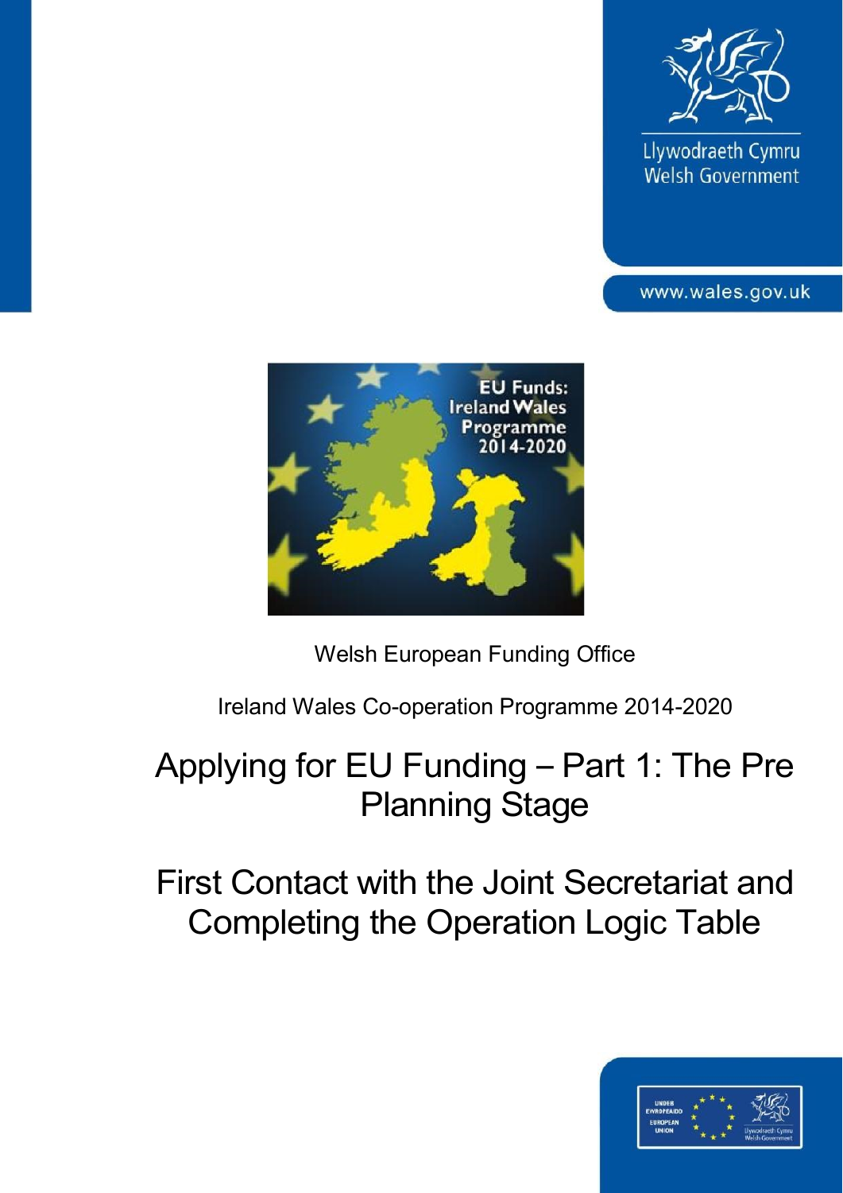Llywodraeth Cymru
Welsh Government

www.wales.gov.uk

Welsh European Funding Office

Ireland Wales Co-operation Programme 2014-2020

# Applying for EU Funding – Part 1: The Pre Planning Stage

# First Contact with the Joint Secretariat and Completing the Operation Logic Table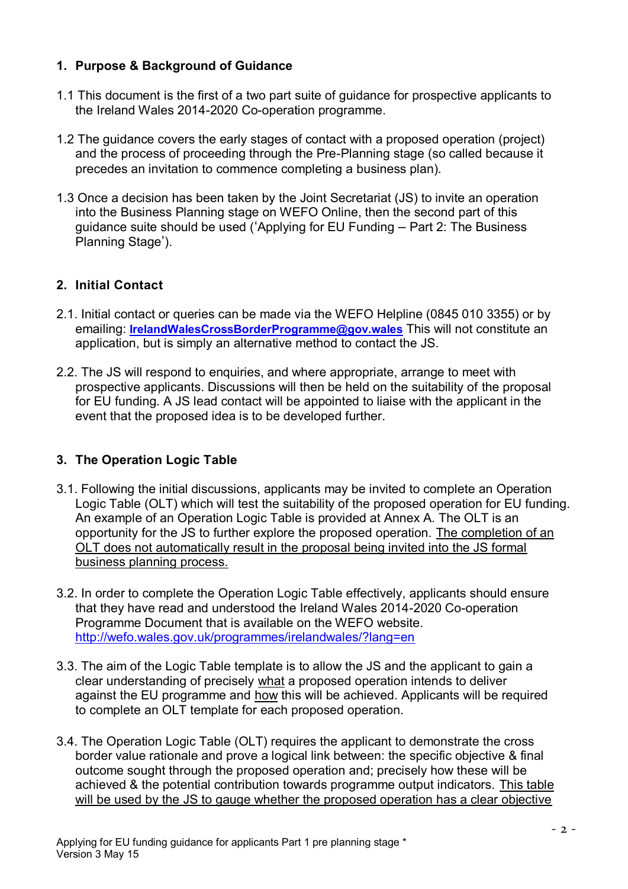## 1. Purpose & Background of Guidance

1.1 This document is the first of a two part suite of guidance for prospective applicants to the Ireland Wales 2014-2020 Co-operation programme.

1.2 The guidance covers the early stages of contact with a proposed operation (project) and the process of proceeding through the Pre-Planning stage (so called because it precedes an invitation to commence completing a business plan).

1.3 Once a decision has been taken by the Joint Secretariat (JS) to invite an operation into the Business Planning stage on WEFO Online, then the second part of this guidance suite should be used ('Applying for EU Funding – Part 2: The Business Planning Stage').

## 2. Initial Contact

2.1. Initial contact or queries can be made via the WEFO Helpline (0845 010 3355) or by emailing: **IrelandWalesCrossBorderProgramme@gov.wales** This will not constitute an application, but is simply an alternative method to contact the JS.

2.2. The JS will respond to enquiries, and where appropriate, arrange to meet with prospective applicants. Discussions will then be held on the suitability of the proposal for EU funding. A JS lead contact will be appointed to liaise with the applicant in the event that the proposed idea is to be developed further.

## 3. The Operation Logic Table

3.1. Following the initial discussions, applicants may be invited to complete an Operation Logic Table (OLT) which will test the suitability of the proposed operation for EU funding. An example of an Operation Logic Table is provided at Annex A. The OLT is an opportunity for the JS to further explore the proposed operation. The completion of an OLT does not automatically result in the proposal being invited into the JS formal business planning process.

3.2. In order to complete the Operation Logic Table effectively, applicants should ensure that they have read and understood the Ireland Wales 2014-2020 Co-operation Programme Document that is available on the WEFO website. http://wefo.wales.gov.uk/programmes/irelandwales/?lang=en

3.3. The aim of the Logic Table template is to allow the JS and the applicant to gain a clear understanding of precisely what a proposed operation intends to deliver against the EU programme and how this will be achieved. Applicants will be required to complete an OLT template for each proposed operation.

3.4. The Operation Logic Table (OLT) requires the applicant to demonstrate the cross border value rationale and prove a logical link between: the specific objective & final outcome sought through the proposed operation and; precisely how these will be achieved & the potential contribution towards programme output indicators. This table will be used by the JS to gauge whether the proposed operation has a clear objective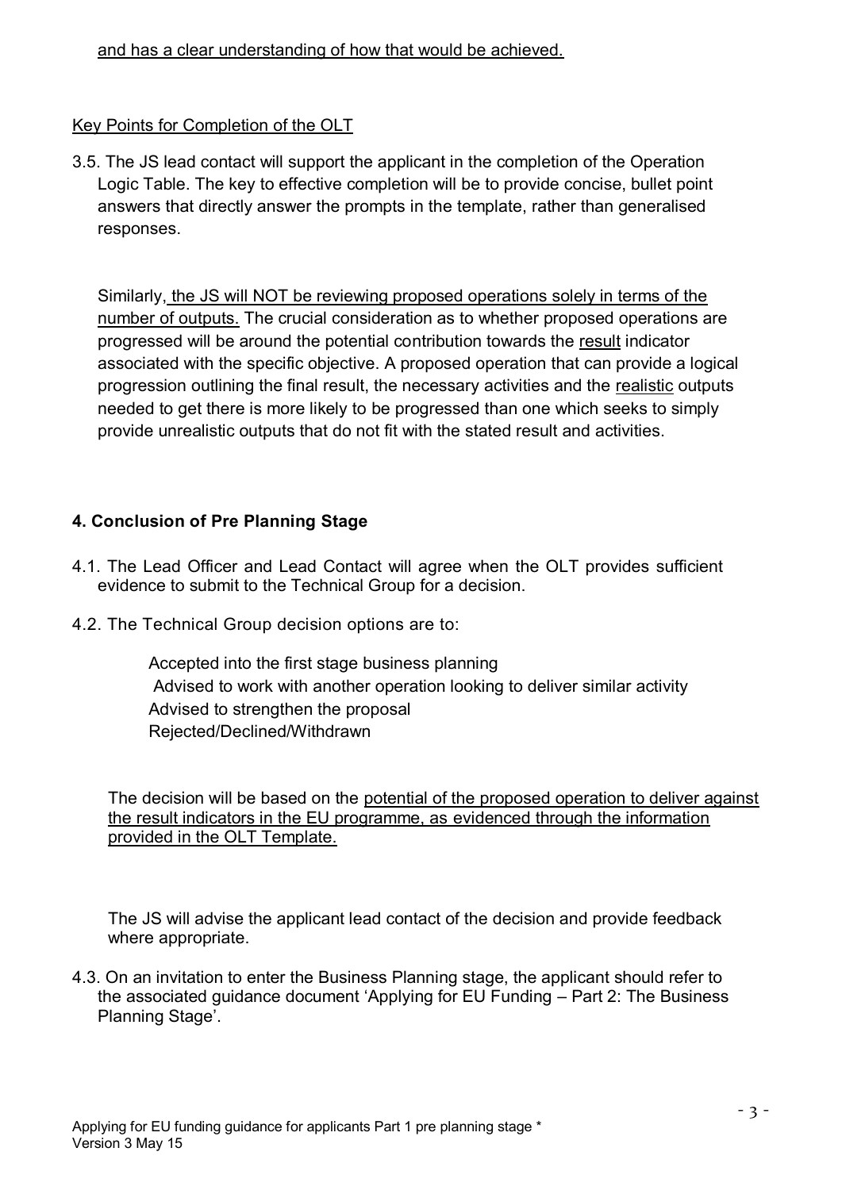and has a clear understanding of how that would be achieved.

Key Points for Completion of the OLT

3.5. The JS lead contact will support the applicant in the completion of the Operation Logic Table. The key to effective completion will be to provide concise, bullet point answers that directly answer the prompts in the template, rather than generalised responses.

Similarly, the JS will NOT be reviewing proposed operations solely in terms of the number of outputs. The crucial consideration as to whether proposed operations are progressed will be around the potential contribution towards the result indicator associated with the specific objective. A proposed operation that can provide a logical progression outlining the final result, the necessary activities and the realistic outputs needed to get there is more likely to be progressed than one which seeks to simply provide unrealistic outputs that do not fit with the stated result and activities.

## 4. Conclusion of Pre Planning Stage

4.1. The Lead Officer and Lead Contact will agree when the OLT provides sufficient evidence to submit to the Technical Group for a decision.

4.2. The Technical Group decision options are to:

- Accepted into the first stage business planning
- Advised to work with another operation looking to deliver similar activity
- Advised to strengthen the proposal
- Rejected/Declined/Withdrawn

The decision will be based on the potential of the proposed operation to deliver against the result indicators in the EU programme, as evidenced through the information provided in the OLT Template.

The JS will advise the applicant lead contact of the decision and provide feedback where appropriate.

4.3. On an invitation to enter the Business Planning stage, the applicant should refer to the associated guidance document 'Applying for EU Funding – Part 2: The Business Planning Stage'.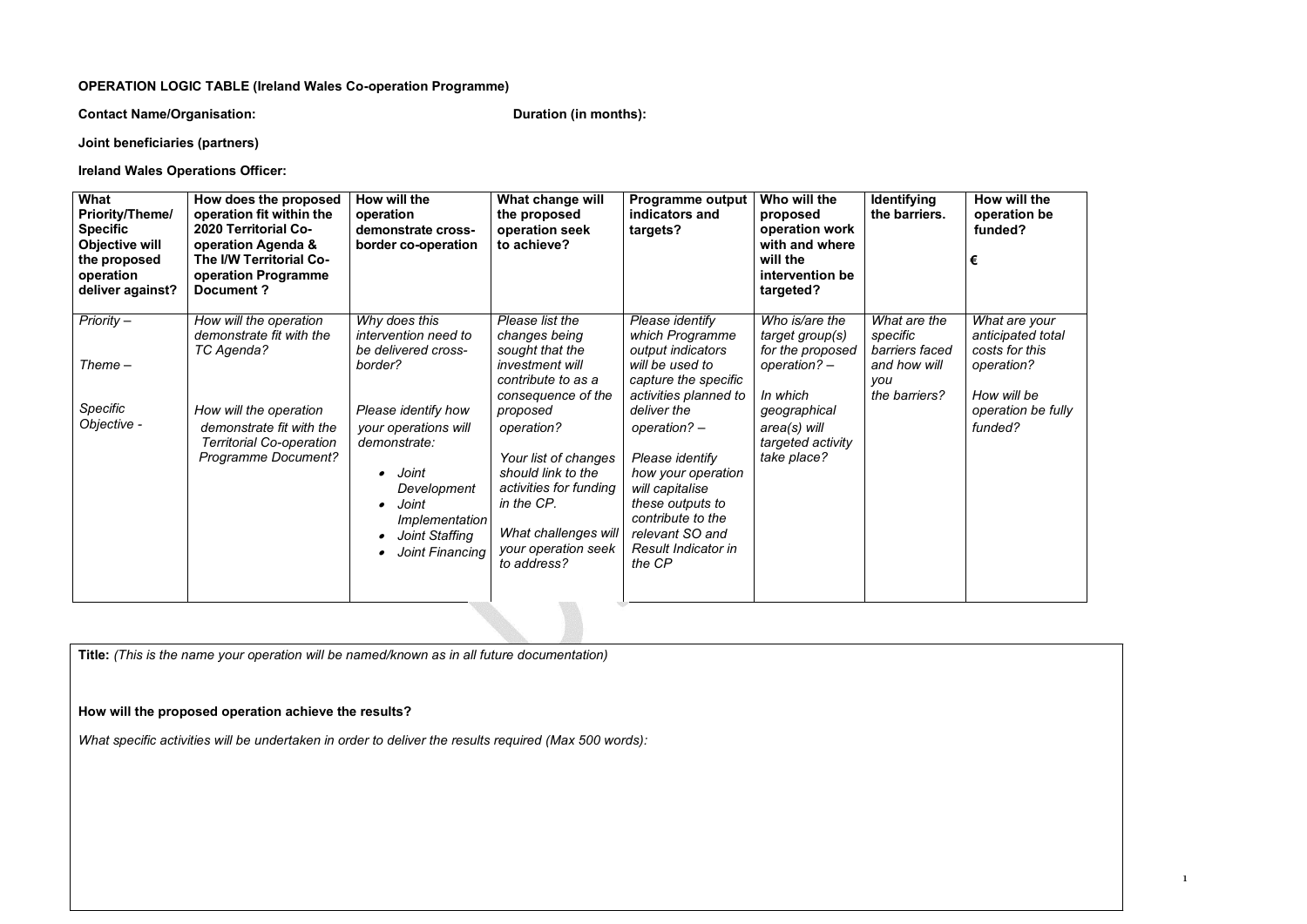**OPERATION LOGIC TABLE (Ireland Wales Co-operation Programme)**

**Contact Name/Organisation:** **Duration (in months):**

**Joint beneficiaries (partners)**

**Ireland Wales Operations Officer:**

| What Priority/Theme/ Specific Objective will the proposed operation deliver against? | How does the proposed operation fit within the 2020 Territorial Co-operation Agenda & The I/W Territorial Co-operation Programme Document ? | How will the operation demonstrate cross-border co-operation | What change will the proposed operation seek to achieve? | Programme output indicators and targets? | Who will the proposed operation work with and where will the intervention be targeted? | Identifying the barriers. | How will the operation be funded? € |
|---|---|---|---|---|---|---|---|
| *Priority –*<br><br>*Theme –*<br><br>*Specific Objective -* | *How will the operation demonstrate fit with the TC Agenda?*<br><br>*How will the operation demonstrate fit with the Territorial Co-operation Programme Document?* | *Why does this intervention need to be delivered cross-border?*<br><br>*Please identify how your operations will demonstrate:*<br>• *Joint Development*<br>• *Joint Implementation*<br>• *Joint Staffing*<br>• *Joint Financing* | *Please list the changes being sought that the investment will contribute to as a consequence of the proposed operation?*<br><br>*Your list of changes should link to the activities for funding in the CP.*<br><br>*What challenges will your operation seek to address?* | *Please identify which Programme output indicators will be used to capture the specific activities planned to deliver the operation? –*<br><br>*Please identify how your operation will capitalise these outputs to contribute to the relevant SO and Result Indicator in the CP* | *Who is/are the target group(s) for the proposed operation? –*<br><br>*In which geographical area(s) will targeted activity take place?* | *What are the specific barriers faced and how will you the barriers?* | *What are your anticipated total costs for this operation?*<br><br>*How will be operation be fully funded?* |

**Title:** *(This is the name your operation will be named/known as in all future documentation)*

**How will the proposed operation achieve the results?**

*What specific activities will be undertaken in order to deliver the results required (Max 500 words):*